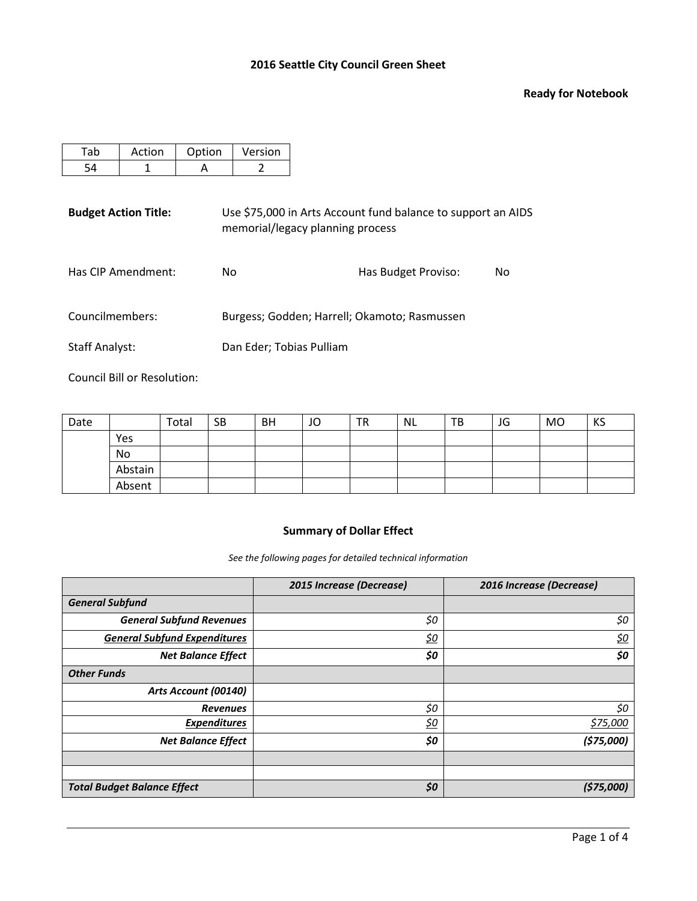# 2016 Seattle City Council Green Sheet

**Ready for Notebook**

| Tab | Action | Option | Version |
|---|---|---|---|
| 54 | 1 | A | 2 |

**Budget Action Title:** Use $75,000 in Arts Account fund balance to support an AIDS memorial/legacy planning process

Has CIP Amendment: No

Has Budget Proviso: No

Councilmembers: Burgess; Godden; Harrell; Okamoto; Rasmussen

Staff Analyst: Dan Eder; Tobias Pulliam

Council Bill or Resolution:

| Date | | Total | SB | BH | JO | TR | NL | TB | JG | MO | KS |
|---|---|---|---|---|---|---|---|---|---|---|---|
| | Yes | | | | | | | | | | |
| | No | | | | | | | | | | |
| | Abstain | | | | | | | | | | |
| | Absent | | | | | | | | | | |

### Summary of Dollar Effect

*See the following pages for detailed technical information*

| | *2015 Increase (Decrease)* | *2016 Increase (Decrease)* |
|---|---|---|
| ***General Subfund*** | | |
| ***General Subfund Revenues*** | *$0* | *$0* |
| ***General Subfund Expenditures*** | *$0* | *$0* |
| ***Net Balance Effect*** | ***$0*** | ***$0*** |
| ***Other Funds*** | | |
| ***Arts Account (00140)*** | | |
| ***Revenues*** | *$0* | *$0* |
| ***Expenditures*** | *$0* | *$75,000* |
| ***Net Balance Effect*** | ***$0*** | ***($75,000)*** |
| | | |
| | | |
| ***Total Budget Balance Effect*** | ***$0*** | ***($75,000)*** |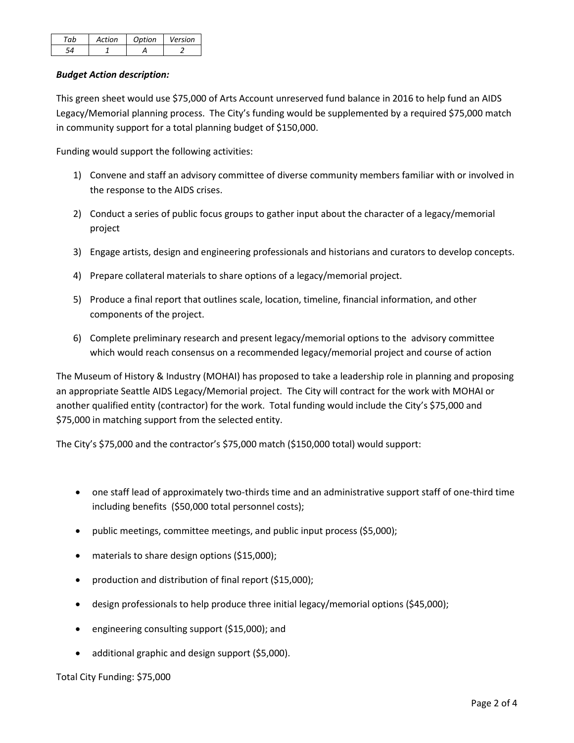| *Tab* | *Action* | *Option* | *Version* |
|---|---|---|---|
| *54* | *1* | *A* | *2* |

***Budget Action description:***

This green sheet would use $75,000 of Arts Account unreserved fund balance in 2016 to help fund an AIDS Legacy/Memorial planning process. The City's funding would be supplemented by a required $75,000 match in community support for a total planning budget of $150,000.

Funding would support the following activities:

1) Convene and staff an advisory committee of diverse community members familiar with or involved in the response to the AIDS crises.

2) Conduct a series of public focus groups to gather input about the character of a legacy/memorial project

3) Engage artists, design and engineering professionals and historians and curators to develop concepts.

4) Prepare collateral materials to share options of a legacy/memorial project.

5) Produce a final report that outlines scale, location, timeline, financial information, and other components of the project.

6) Complete preliminary research and present legacy/memorial options to the advisory committee which would reach consensus on a recommended legacy/memorial project and course of action

The Museum of History & Industry (MOHAI) has proposed to take a leadership role in planning and proposing an appropriate Seattle AIDS Legacy/Memorial project. The City will contract for the work with MOHAI or another qualified entity (contractor) for the work. Total funding would include the City's $75,000 and $75,000 in matching support from the selected entity.

The City's $75,000 and the contractor's $75,000 match ($150,000 total) would support:

- one staff lead of approximately two-thirds time and an administrative support staff of one-third time including benefits ($50,000 total personnel costs);
- public meetings, committee meetings, and public input process ($5,000);
- materials to share design options ($15,000);
- production and distribution of final report ($15,000);
- design professionals to help produce three initial legacy/memorial options ($45,000);
- engineering consulting support ($15,000); and
- additional graphic and design support ($5,000).

Total City Funding: $75,000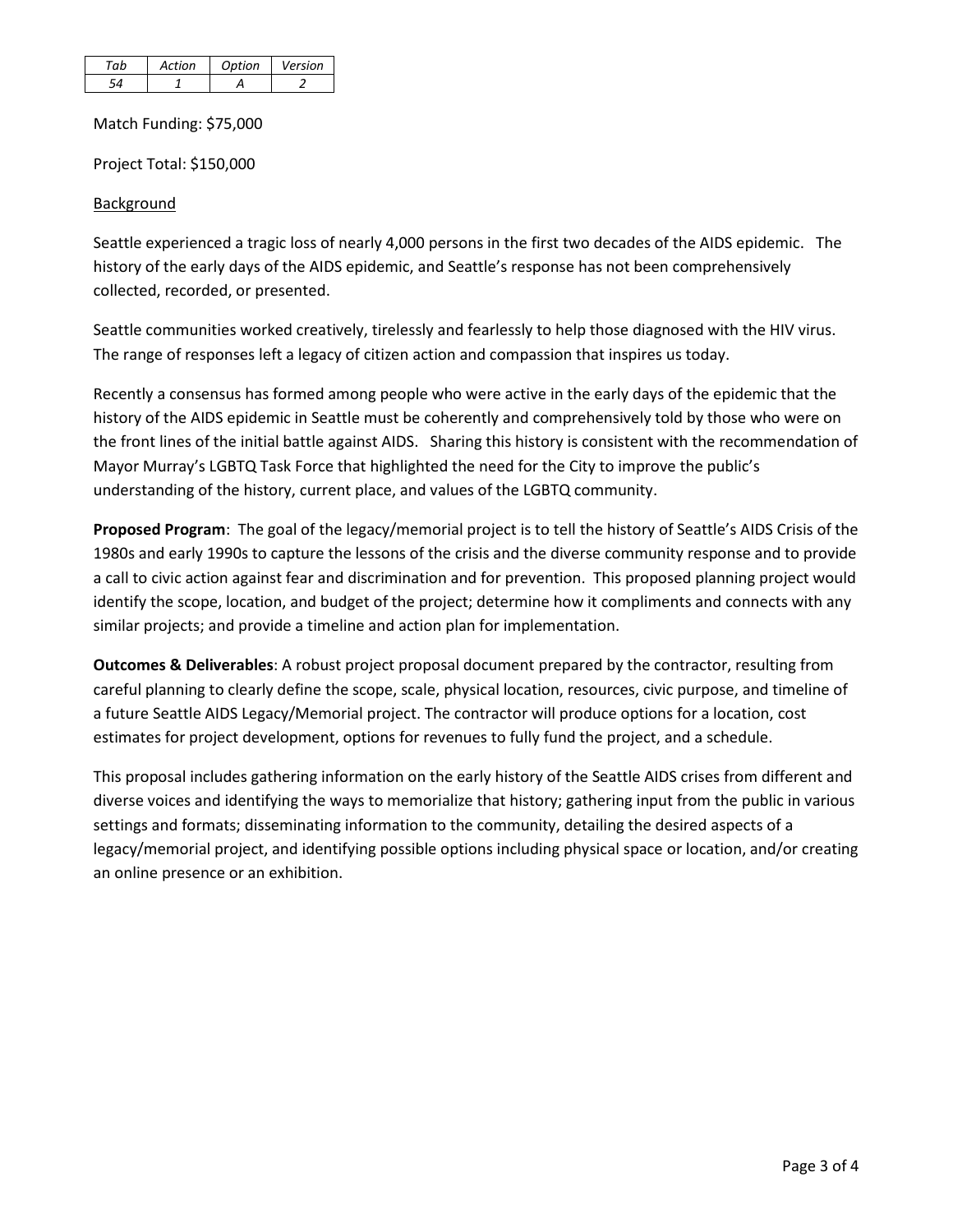| *Tab* | *Action* | *Option* | *Version* |
|---|---|---|---|
| *54* | *1* | *A* | *2* |

Match Funding: $75,000

Project Total: $150,000

Background

Seattle experienced a tragic loss of nearly 4,000 persons in the first two decades of the AIDS epidemic. The history of the early days of the AIDS epidemic, and Seattle's response has not been comprehensively collected, recorded, or presented.

Seattle communities worked creatively, tirelessly and fearlessly to help those diagnosed with the HIV virus. The range of responses left a legacy of citizen action and compassion that inspires us today.

Recently a consensus has formed among people who were active in the early days of the epidemic that the history of the AIDS epidemic in Seattle must be coherently and comprehensively told by those who were on the front lines of the initial battle against AIDS. Sharing this history is consistent with the recommendation of Mayor Murray's LGBTQ Task Force that highlighted the need for the City to improve the public's understanding of the history, current place, and values of the LGBTQ community.

**Proposed Program**: The goal of the legacy/memorial project is to tell the history of Seattle's AIDS Crisis of the 1980s and early 1990s to capture the lessons of the crisis and the diverse community response and to provide a call to civic action against fear and discrimination and for prevention. This proposed planning project would identify the scope, location, and budget of the project; determine how it compliments and connects with any similar projects; and provide a timeline and action plan for implementation.

**Outcomes & Deliverables**: A robust project proposal document prepared by the contractor, resulting from careful planning to clearly define the scope, scale, physical location, resources, civic purpose, and timeline of a future Seattle AIDS Legacy/Memorial project. The contractor will produce options for a location, cost estimates for project development, options for revenues to fully fund the project, and a schedule.

This proposal includes gathering information on the early history of the Seattle AIDS crises from different and diverse voices and identifying the ways to memorialize that history; gathering input from the public in various settings and formats; disseminating information to the community, detailing the desired aspects of a legacy/memorial project, and identifying possible options including physical space or location, and/or creating an online presence or an exhibition.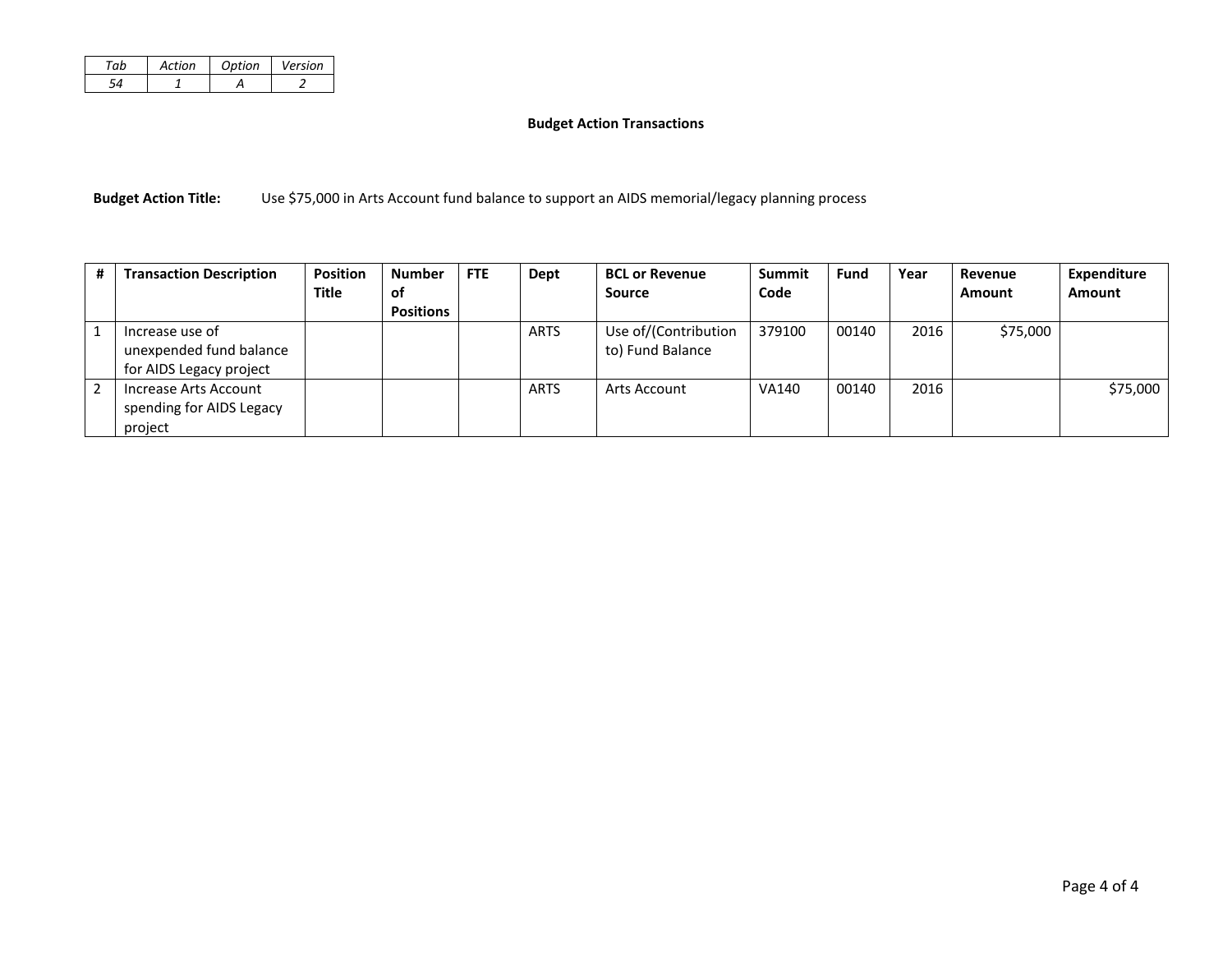| Tab | Action | Option | Version |
|---|---|---|---|
| 54 | 1 | A | 2 |

**Budget Action Transactions**

**Budget Action Title:** Use $75,000 in Arts Account fund balance to support an AIDS memorial/legacy planning process

| # | Transaction Description | Position Title | Number of Positions | FTE | Dept | BCL or Revenue Source | Summit Code | Fund | Year | Revenue Amount | Expenditure Amount |
|---|---|---|---|---|---|---|---|---|---|---|---|
| 1 | Increase use of unexpended fund balance for AIDS Legacy project | | | | ARTS | Use of/(Contribution to) Fund Balance | 379100 | 00140 | 2016 | $75,000 | |
| 2 | Increase Arts Account spending for AIDS Legacy project | | | | ARTS | Arts Account | VA140 | 00140 | 2016 | | $75,000 |